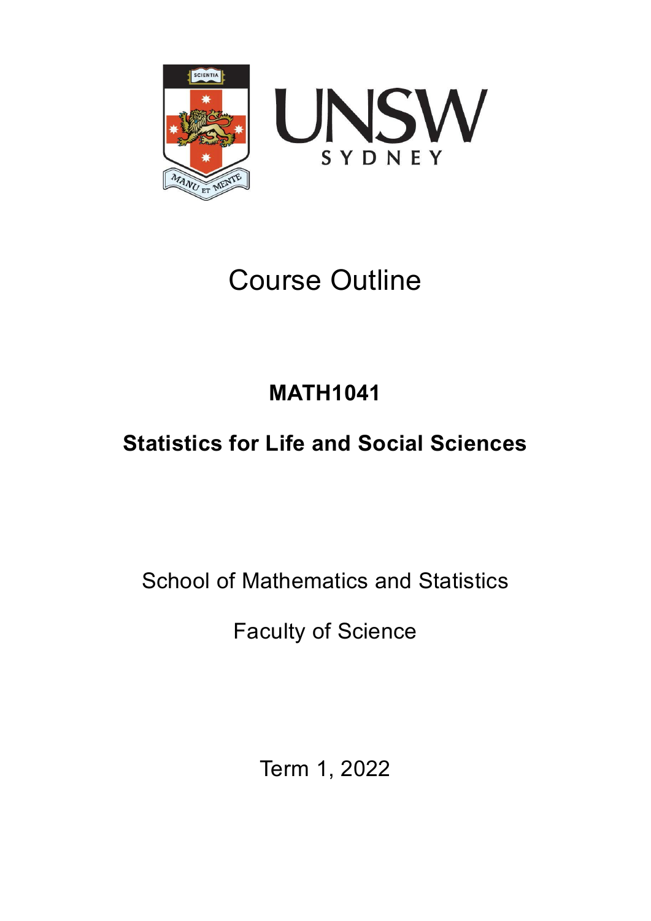# Course Outline

## MATH1041

## Statistics for Life and Social Sciences

School of Mathematics and Statistics

Faculty of Science

Term 1, 2022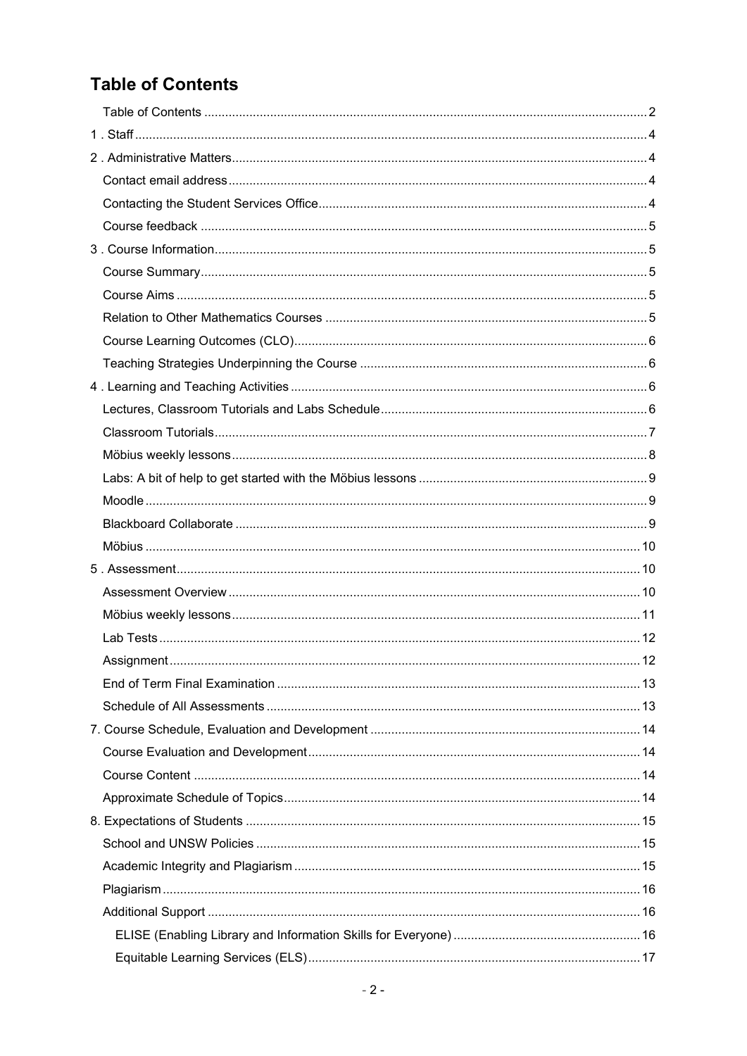# Table of Contents

Table of Contents .......... 2

1 . Staff .......... 4

2 . Administrative Matters .......... 4

- Contact email address .......... 4
- Contacting the Student Services Office .......... 4
- Course feedback .......... 5

3 . Course Information .......... 5

- Course Summary .......... 5
- Course Aims .......... 5
- Relation to Other Mathematics Courses .......... 5
- Course Learning Outcomes (CLO) .......... 6
- Teaching Strategies Underpinning the Course .......... 6

4 . Learning and Teaching Activities .......... 6

- Lectures, Classroom Tutorials and Labs Schedule .......... 6
- Classroom Tutorials .......... 7
- Möbius weekly lessons .......... 8
- Labs: A bit of help to get started with the Möbius lessons .......... 9
- Moodle .......... 9
- Blackboard Collaborate .......... 9
- Möbius .......... 10

5 . Assessment .......... 10

- Assessment Overview .......... 10
- Möbius weekly lessons .......... 11
- Lab Tests .......... 12
- Assignment .......... 12
- End of Term Final Examination .......... 13
- Schedule of All Assessments .......... 13

7. Course Schedule, Evaluation and Development .......... 14

- Course Evaluation and Development .......... 14
- Course Content .......... 14
- Approximate Schedule of Topics .......... 14

8. Expectations of Students .......... 15

- School and UNSW Policies .......... 15
- Academic Integrity and Plagiarism .......... 15
- Plagiarism .......... 16
- Additional Support .......... 16
  - ELISE (Enabling Library and Information Skills for Everyone) .......... 16
  - Equitable Learning Services (ELS) .......... 17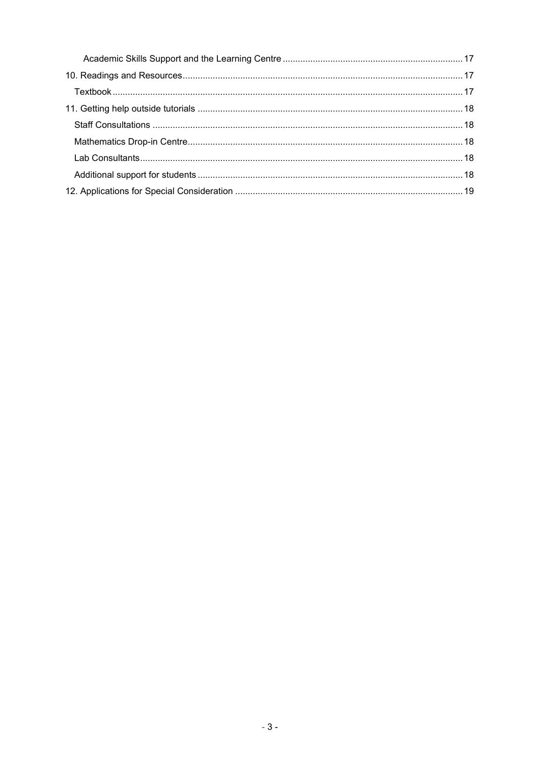Academic Skills Support and the Learning Centre ........................................................................ 17

10. Readings and Resources ............................................................................................................ 17

Textbook ....................................................................................................................................... 17

11. Getting help outside tutorials ...................................................................................................... 18

Staff Consultations ....................................................................................................................... 18

Mathematics Drop-in Centre ......................................................................................................... 18

Lab Consultants ............................................................................................................................ 18

Additional support for students ..................................................................................................... 18

12. Applications for Special Consideration ....................................................................................... 19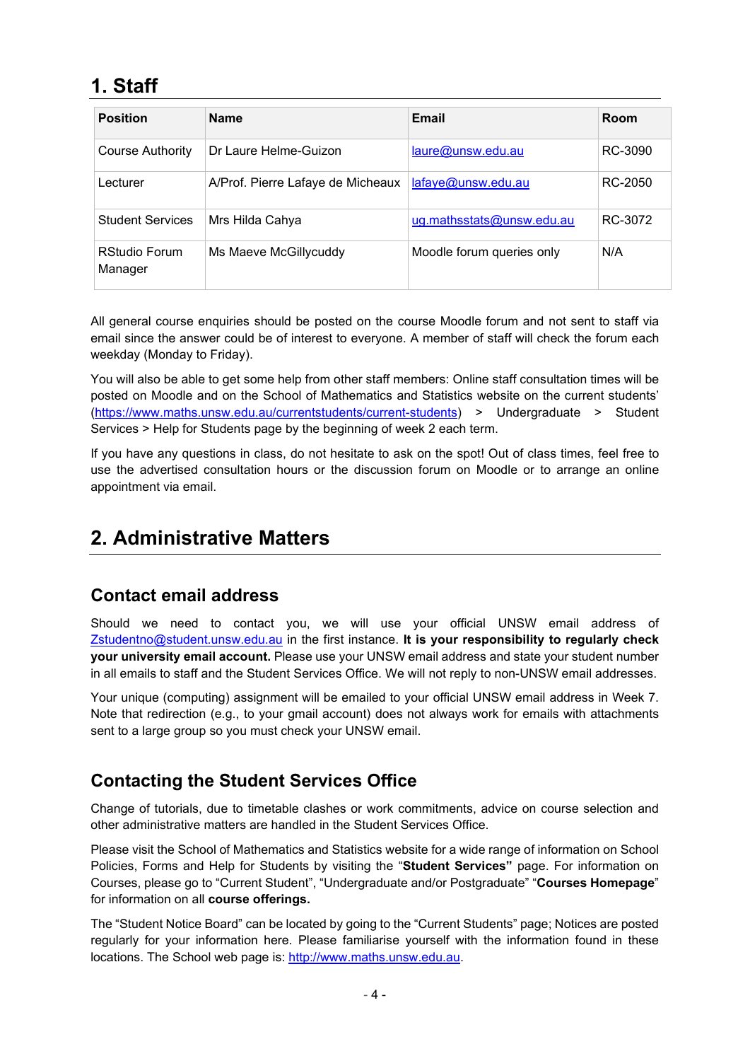# 1. Staff

| Position | Name | Email | Room |
|---|---|---|---|
| Course Authority | Dr Laure Helme-Guizon | laure@unsw.edu.au | RC-3090 |
| Lecturer | A/Prof. Pierre Lafaye de Micheaux | lafaye@unsw.edu.au | RC-2050 |
| Student Services | Mrs Hilda Cahya | ug.mathsstats@unsw.edu.au | RC-3072 |
| RStudio Forum Manager | Ms Maeve McGillycuddy | Moodle forum queries only | N/A |

All general course enquiries should be posted on the course Moodle forum and not sent to staff via email since the answer could be of interest to everyone. A member of staff will check the forum each weekday (Monday to Friday).

You will also be able to get some help from other staff members: Online staff consultation times will be posted on Moodle and on the School of Mathematics and Statistics website on the current students' (https://www.maths.unsw.edu.au/currentstudents/current-students) > Undergraduate > Student Services > Help for Students page by the beginning of week 2 each term.

If you have any questions in class, do not hesitate to ask on the spot! Out of class times, feel free to use the advertised consultation hours or the discussion forum on Moodle or to arrange an online appointment via email.

# 2. Administrative Matters

## Contact email address

Should we need to contact you, we will use your official UNSW email address of Zstudentno@student.unsw.edu.au in the first instance. **It is your responsibility to regularly check your university email account.** Please use your UNSW email address and state your student number in all emails to staff and the Student Services Office. We will not reply to non-UNSW email addresses.

Your unique (computing) assignment will be emailed to your official UNSW email address in Week 7. Note that redirection (e.g., to your gmail account) does not always work for emails with attachments sent to a large group so you must check your UNSW email.

## Contacting the Student Services Office

Change of tutorials, due to timetable clashes or work commitments, advice on course selection and other administrative matters are handled in the Student Services Office.

Please visit the School of Mathematics and Statistics website for a wide range of information on School Policies, Forms and Help for Students by visiting the "**Student Services"** page. For information on Courses, please go to "Current Student", "Undergraduate and/or Postgraduate" "**Courses Homepage**" for information on all **course offerings.**

The "Student Notice Board" can be located by going to the "Current Students" page; Notices are posted regularly for your information here. Please familiarise yourself with the information found in these locations. The School web page is: http://www.maths.unsw.edu.au.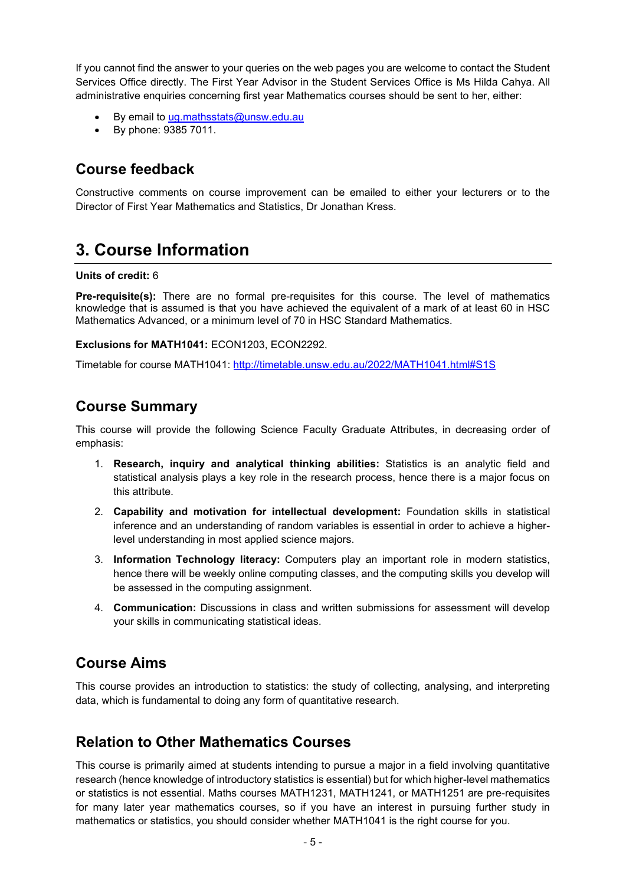If you cannot find the answer to your queries on the web pages you are welcome to contact the Student Services Office directly. The First Year Advisor in the Student Services Office is Ms Hilda Cahya. All administrative enquiries concerning first year Mathematics courses should be sent to her, either:

- By email to ug.mathsstats@unsw.edu.au
- By phone: 9385 7011.

## Course feedback

Constructive comments on course improvement can be emailed to either your lecturers or to the Director of First Year Mathematics and Statistics, Dr Jonathan Kress.

# 3. Course Information

**Units of credit:** 6

**Pre-requisite(s):** There are no formal pre-requisites for this course. The level of mathematics knowledge that is assumed is that you have achieved the equivalent of a mark of at least 60 in HSC Mathematics Advanced, or a minimum level of 70 in HSC Standard Mathematics.

**Exclusions for MATH1041:** ECON1203, ECON2292.

Timetable for course MATH1041: http://timetable.unsw.edu.au/2022/MATH1041.html#S1S

## Course Summary

This course will provide the following Science Faculty Graduate Attributes, in decreasing order of emphasis:

1. **Research, inquiry and analytical thinking abilities:** Statistics is an analytic field and statistical analysis plays a key role in the research process, hence there is a major focus on this attribute.
2. **Capability and motivation for intellectual development:** Foundation skills in statistical inference and an understanding of random variables is essential in order to achieve a higher-level understanding in most applied science majors.
3. **Information Technology literacy:** Computers play an important role in modern statistics, hence there will be weekly online computing classes, and the computing skills you develop will be assessed in the computing assignment.
4. **Communication:** Discussions in class and written submissions for assessment will develop your skills in communicating statistical ideas.

## Course Aims

This course provides an introduction to statistics: the study of collecting, analysing, and interpreting data, which is fundamental to doing any form of quantitative research.

## Relation to Other Mathematics Courses

This course is primarily aimed at students intending to pursue a major in a field involving quantitative research (hence knowledge of introductory statistics is essential) but for which higher-level mathematics or statistics is not essential. Maths courses MATH1231, MATH1241, or MATH1251 are pre-requisites for many later year mathematics courses, so if you have an interest in pursuing further study in mathematics or statistics, you should consider whether MATH1041 is the right course for you.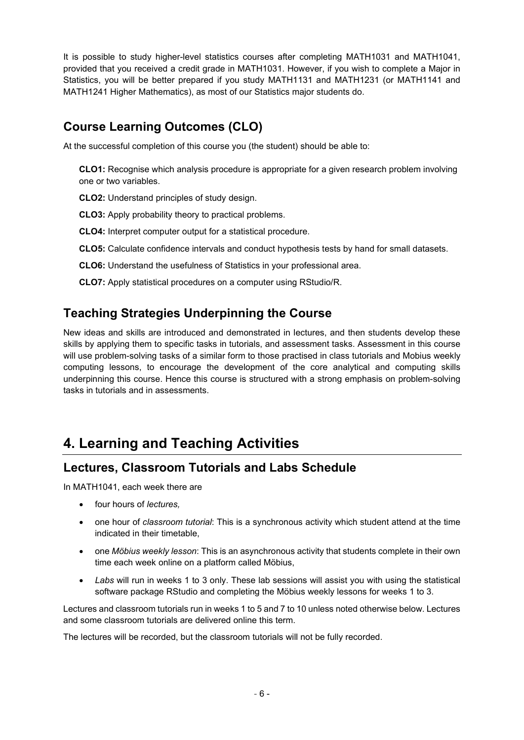It is possible to study higher-level statistics courses after completing MATH1031 and MATH1041, provided that you received a credit grade in MATH1031. However, if you wish to complete a Major in Statistics, you will be better prepared if you study MATH1131 and MATH1231 (or MATH1141 and MATH1241 Higher Mathematics), as most of our Statistics major students do.

## Course Learning Outcomes (CLO)

At the successful completion of this course you (the student) should be able to:

**CLO1:** Recognise which analysis procedure is appropriate for a given research problem involving one or two variables.

**CLO2:** Understand principles of study design.

**CLO3:** Apply probability theory to practical problems.

**CLO4:** Interpret computer output for a statistical procedure.

**CLO5:** Calculate confidence intervals and conduct hypothesis tests by hand for small datasets.

**CLO6:** Understand the usefulness of Statistics in your professional area.

**CLO7:** Apply statistical procedures on a computer using RStudio/R.

## Teaching Strategies Underpinning the Course

New ideas and skills are introduced and demonstrated in lectures, and then students develop these skills by applying them to specific tasks in tutorials, and assessment tasks. Assessment in this course will use problem-solving tasks of a similar form to those practised in class tutorials and Mobius weekly computing lessons, to encourage the development of the core analytical and computing skills underpinning this course. Hence this course is structured with a strong emphasis on problem-solving tasks in tutorials and in assessments.

# 4. Learning and Teaching Activities

## Lectures, Classroom Tutorials and Labs Schedule

In MATH1041, each week there are

- four hours of *lectures,*
- one hour of *classroom tutorial*: This is a synchronous activity which student attend at the time indicated in their timetable,
- one *Möbius weekly lesson*: This is an asynchronous activity that students complete in their own time each week online on a platform called Möbius,
- *Labs* will run in weeks 1 to 3 only. These lab sessions will assist you with using the statistical software package RStudio and completing the Möbius weekly lessons for weeks 1 to 3.

Lectures and classroom tutorials run in weeks 1 to 5 and 7 to 10 unless noted otherwise below. Lectures and some classroom tutorials are delivered online this term.

The lectures will be recorded, but the classroom tutorials will not be fully recorded.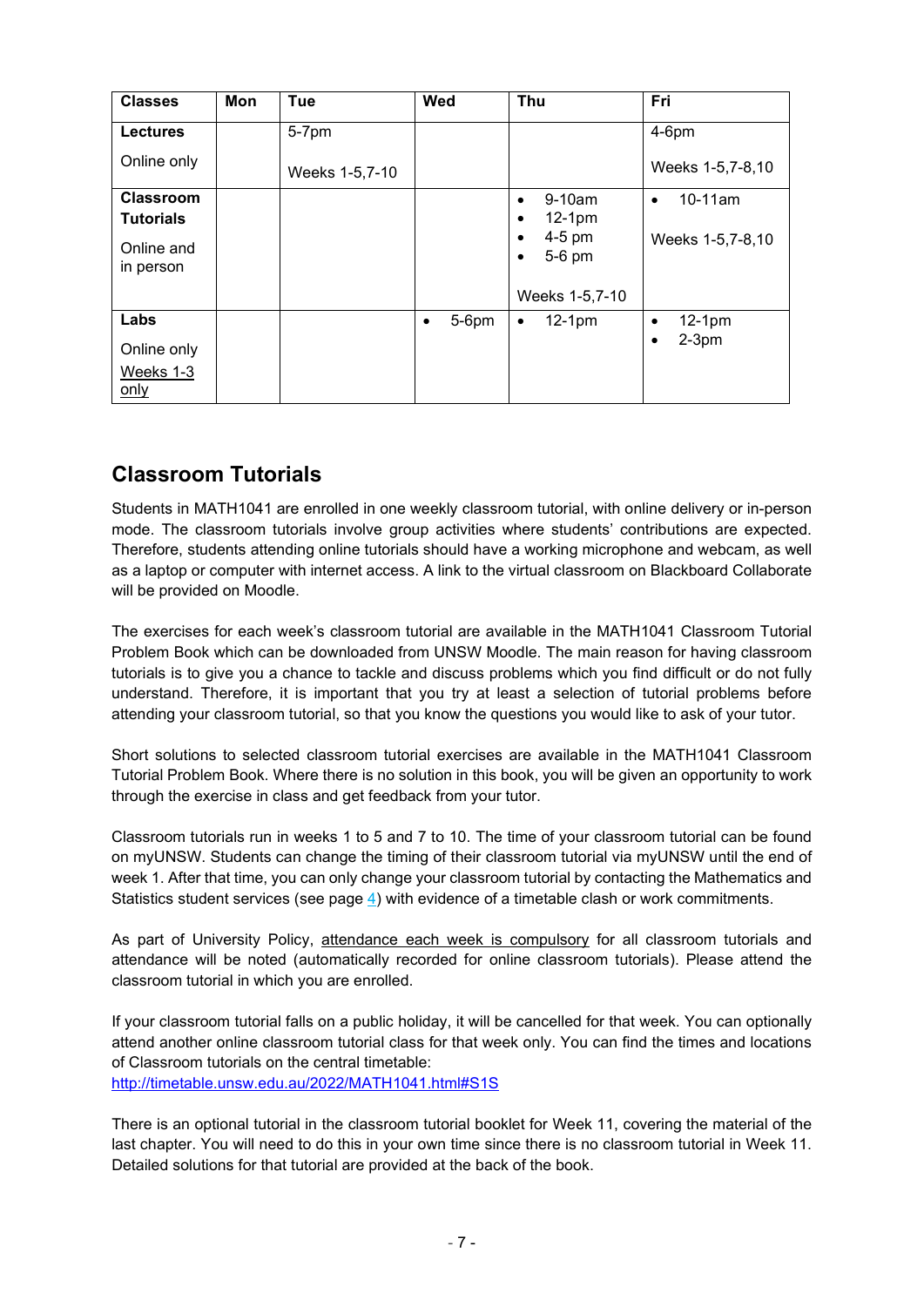| Classes | Mon | Tue | Wed | Thu | Fri |
| --- | --- | --- | --- | --- | --- |
| **Lectures**<br><br>Online only | | 5-7pm<br><br>Weeks 1-5,7-10 | | | 4-6pm<br><br>Weeks 1-5,7-8,10 |
| **Classroom Tutorials**<br><br>Online and in person | | | | • 9-10am<br>• 12-1pm<br>• 4-5 pm<br>• 5-6 pm<br><br>Weeks 1-5,7-10 | • 10-11am<br><br>Weeks 1-5,7-8,10 |
| **Labs**<br><br>Online only<br><br><u>Weeks 1-3 only</u> | | | • 5-6pm | • 12-1pm | • 12-1pm<br>• 2-3pm |

## Classroom Tutorials

Students in MATH1041 are enrolled in one weekly classroom tutorial, with online delivery or in-person mode. The classroom tutorials involve group activities where students' contributions are expected. Therefore, students attending online tutorials should have a working microphone and webcam, as well as a laptop or computer with internet access. A link to the virtual classroom on Blackboard Collaborate will be provided on Moodle.

The exercises for each week's classroom tutorial are available in the MATH1041 Classroom Tutorial Problem Book which can be downloaded from UNSW Moodle. The main reason for having classroom tutorials is to give you a chance to tackle and discuss problems which you find difficult or do not fully understand. Therefore, it is important that you try at least a selection of tutorial problems before attending your classroom tutorial, so that you know the questions you would like to ask of your tutor.

Short solutions to selected classroom tutorial exercises are available in the MATH1041 Classroom Tutorial Problem Book. Where there is no solution in this book, you will be given an opportunity to work through the exercise in class and get feedback from your tutor.

Classroom tutorials run in weeks 1 to 5 and 7 to 10. The time of your classroom tutorial can be found on myUNSW. Students can change the timing of their classroom tutorial via myUNSW until the end of week 1. After that time, you can only change your classroom tutorial by contacting the Mathematics and Statistics student services (see page 4) with evidence of a timetable clash or work commitments.

As part of University Policy, <u>attendance each week is compulsory</u> for all classroom tutorials and attendance will be noted (automatically recorded for online classroom tutorials). Please attend the classroom tutorial in which you are enrolled.

If your classroom tutorial falls on a public holiday, it will be cancelled for that week. You can optionally attend another online classroom tutorial class for that week only. You can find the times and locations of Classroom tutorials on the central timetable:
http://timetable.unsw.edu.au/2022/MATH1041.html#S1S

There is an optional tutorial in the classroom tutorial booklet for Week 11, covering the material of the last chapter. You will need to do this in your own time since there is no classroom tutorial in Week 11. Detailed solutions for that tutorial are provided at the back of the book.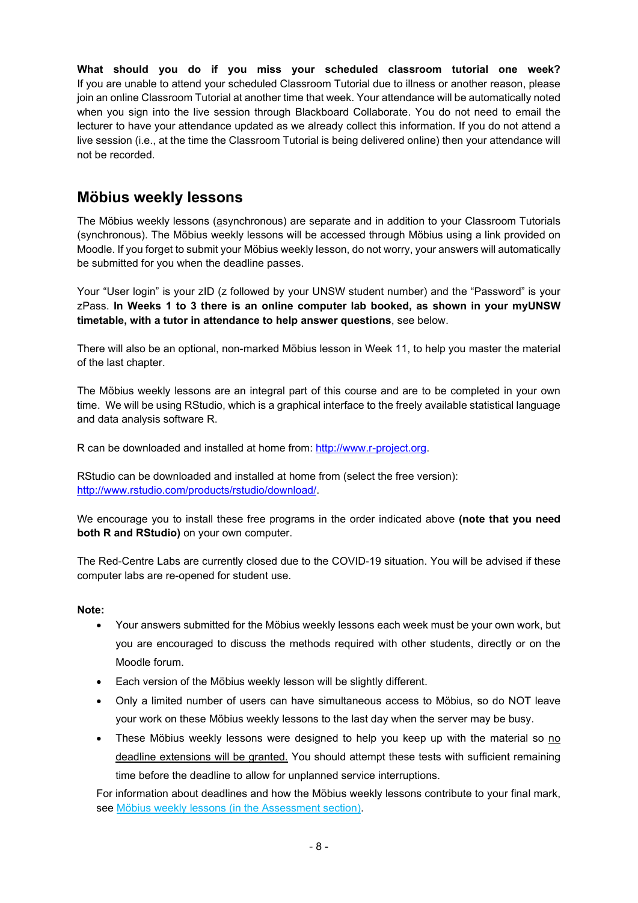**What should you do if you miss your scheduled classroom tutorial one week?** If you are unable to attend your scheduled Classroom Tutorial due to illness or another reason, please join an online Classroom Tutorial at another time that week. Your attendance will be automatically noted when you sign into the live session through Blackboard Collaborate. You do not need to email the lecturer to have your attendance updated as we already collect this information. If you do not attend a live session (i.e., at the time the Classroom Tutorial is being delivered online) then your attendance will not be recorded.

## Möbius weekly lessons

The Möbius weekly lessons (asynchronous) are separate and in addition to your Classroom Tutorials (synchronous). The Möbius weekly lessons will be accessed through Möbius using a link provided on Moodle. If you forget to submit your Möbius weekly lesson, do not worry, your answers will automatically be submitted for you when the deadline passes.

Your "User login" is your zID (z followed by your UNSW student number) and the "Password" is your zPass. **In Weeks 1 to 3 there is an online computer lab booked, as shown in your myUNSW timetable, with a tutor in attendance to help answer questions**, see below.

There will also be an optional, non-marked Möbius lesson in Week 11, to help you master the material of the last chapter.

The Möbius weekly lessons are an integral part of this course and are to be completed in your own time. We will be using RStudio, which is a graphical interface to the freely available statistical language and data analysis software R.

R can be downloaded and installed at home from: http://www.r-project.org.

RStudio can be downloaded and installed at home from (select the free version): http://www.rstudio.com/products/rstudio/download/.

We encourage you to install these free programs in the order indicated above **(note that you need both R and RStudio)** on your own computer.

The Red-Centre Labs are currently closed due to the COVID-19 situation. You will be advised if these computer labs are re-opened for student use.

**Note:**

- Your answers submitted for the Möbius weekly lessons each week must be your own work, but you are encouraged to discuss the methods required with other students, directly or on the Moodle forum.
- Each version of the Möbius weekly lesson will be slightly different.
- Only a limited number of users can have simultaneous access to Möbius, so do NOT leave your work on these Möbius weekly lessons to the last day when the server may be busy.
- These Möbius weekly lessons were designed to help you keep up with the material so no deadline extensions will be granted. You should attempt these tests with sufficient remaining time before the deadline to allow for unplanned service interruptions.

For information about deadlines and how the Möbius weekly lessons contribute to your final mark, see Möbius weekly lessons (in the Assessment section).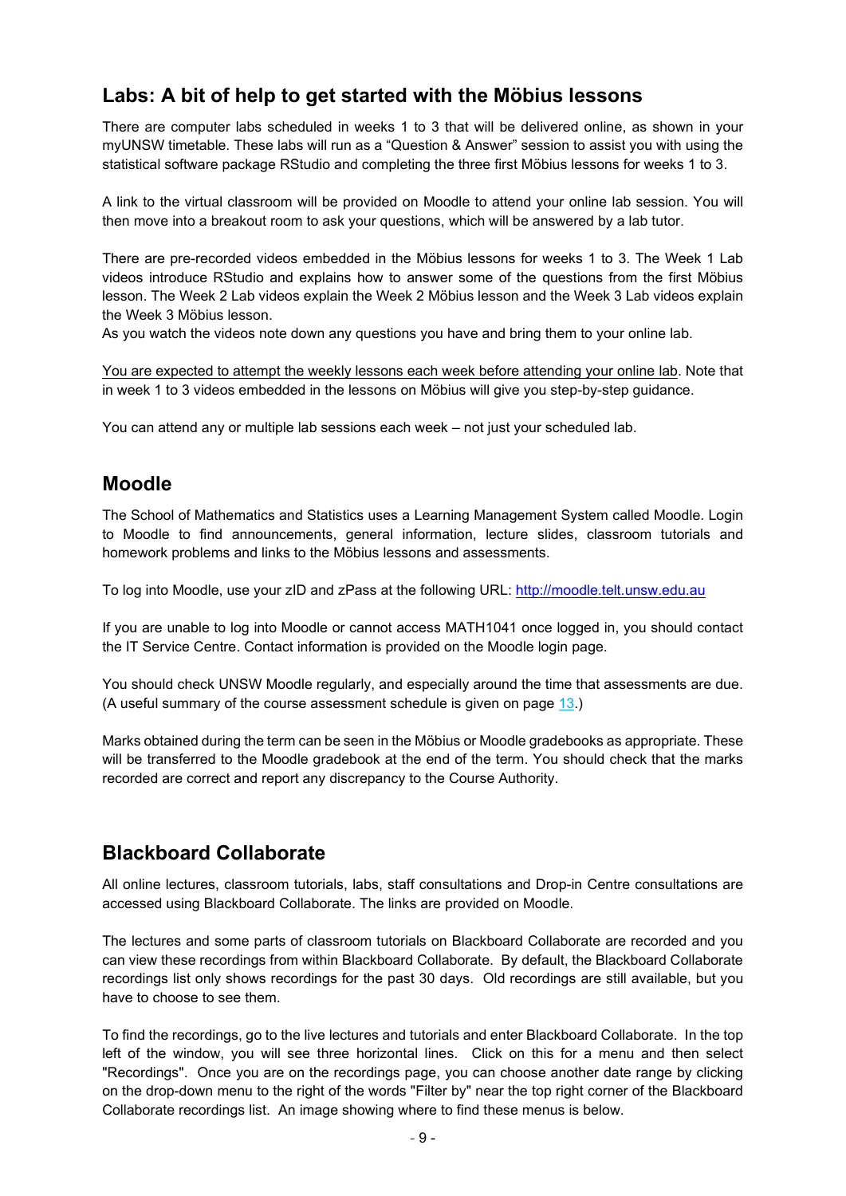## Labs: A bit of help to get started with the Möbius lessons

There are computer labs scheduled in weeks 1 to 3 that will be delivered online, as shown in your myUNSW timetable. These labs will run as a "Question & Answer" session to assist you with using the statistical software package RStudio and completing the three first Möbius lessons for weeks 1 to 3.

A link to the virtual classroom will be provided on Moodle to attend your online lab session. You will then move into a breakout room to ask your questions, which will be answered by a lab tutor.

There are pre-recorded videos embedded in the Möbius lessons for weeks 1 to 3. The Week 1 Lab videos introduce RStudio and explains how to answer some of the questions from the first Möbius lesson. The Week 2 Lab videos explain the Week 2 Möbius lesson and the Week 3 Lab videos explain the Week 3 Möbius lesson.
As you watch the videos note down any questions you have and bring them to your online lab.

<u>You are expected to attempt the weekly lessons each week before attending your online lab</u>. Note that in week 1 to 3 videos embedded in the lessons on Möbius will give you step-by-step guidance.

You can attend any or multiple lab sessions each week – not just your scheduled lab.

## Moodle

The School of Mathematics and Statistics uses a Learning Management System called Moodle. Login to Moodle to find announcements, general information, lecture slides, classroom tutorials and homework problems and links to the Möbius lessons and assessments.

To log into Moodle, use your zID and zPass at the following URL: [http://moodle.telt.unsw.edu.au](http://moodle.telt.unsw.edu.au)

If you are unable to log into Moodle or cannot access MATH1041 once logged in, you should contact the IT Service Centre. Contact information is provided on the Moodle login page.

You should check UNSW Moodle regularly, and especially around the time that assessments are due. (A useful summary of the course assessment schedule is given on page 13.)

Marks obtained during the term can be seen in the Möbius or Moodle gradebooks as appropriate. These will be transferred to the Moodle gradebook at the end of the term. You should check that the marks recorded are correct and report any discrepancy to the Course Authority.

## Blackboard Collaborate

All online lectures, classroom tutorials, labs, staff consultations and Drop-in Centre consultations are accessed using Blackboard Collaborate. The links are provided on Moodle.

The lectures and some parts of classroom tutorials on Blackboard Collaborate are recorded and you can view these recordings from within Blackboard Collaborate. By default, the Blackboard Collaborate recordings list only shows recordings for the past 30 days. Old recordings are still available, but you have to choose to see them.

To find the recordings, go to the live lectures and tutorials and enter Blackboard Collaborate. In the top left of the window, you will see three horizontal lines. Click on this for a menu and then select "Recordings". Once you are on the recordings page, you can choose another date range by clicking on the drop-down menu to the right of the words "Filter by" near the top right corner of the Blackboard Collaborate recordings list. An image showing where to find these menus is below.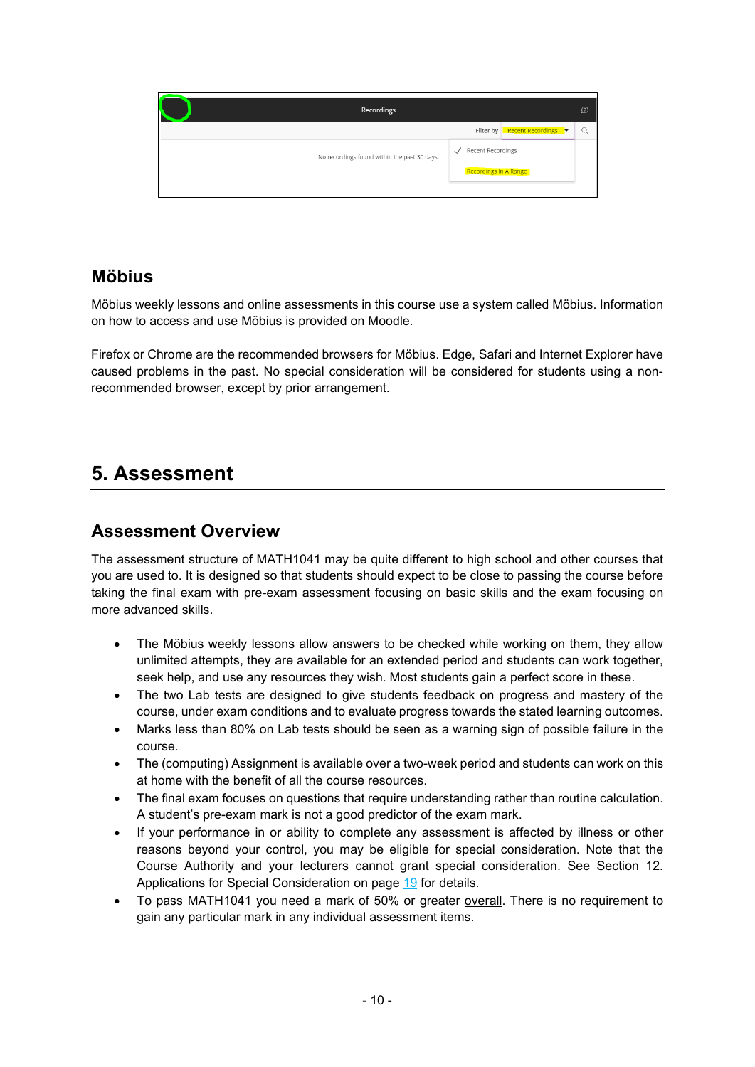## Möbius

Möbius weekly lessons and online assessments in this course use a system called Möbius. Information on how to access and use Möbius is provided on Moodle.

Firefox or Chrome are the recommended browsers for Möbius. Edge, Safari and Internet Explorer have caused problems in the past. No special consideration will be considered for students using a non-recommended browser, except by prior arrangement.

# 5. Assessment

## Assessment Overview

The assessment structure of MATH1041 may be quite different to high school and other courses that you are used to. It is designed so that students should expect to be close to passing the course before taking the final exam with pre-exam assessment focusing on basic skills and the exam focusing on more advanced skills.

- The Möbius weekly lessons allow answers to be checked while working on them, they allow unlimited attempts, they are available for an extended period and students can work together, seek help, and use any resources they wish. Most students gain a perfect score in these.
- The two Lab tests are designed to give students feedback on progress and mastery of the course, under exam conditions and to evaluate progress towards the stated learning outcomes.
- Marks less than 80% on Lab tests should be seen as a warning sign of possible failure in the course.
- The (computing) Assignment is available over a two-week period and students can work on this at home with the benefit of all the course resources.
- The final exam focuses on questions that require understanding rather than routine calculation. A student's pre-exam mark is not a good predictor of the exam mark.
- If your performance in or ability to complete any assessment is affected by illness or other reasons beyond your control, you may be eligible for special consideration. Note that the Course Authority and your lecturers cannot grant special consideration. See Section 12. Applications for Special Consideration on page 19 for details.
- To pass MATH1041 you need a mark of 50% or greater overall. There is no requirement to gain any particular mark in any individual assessment items.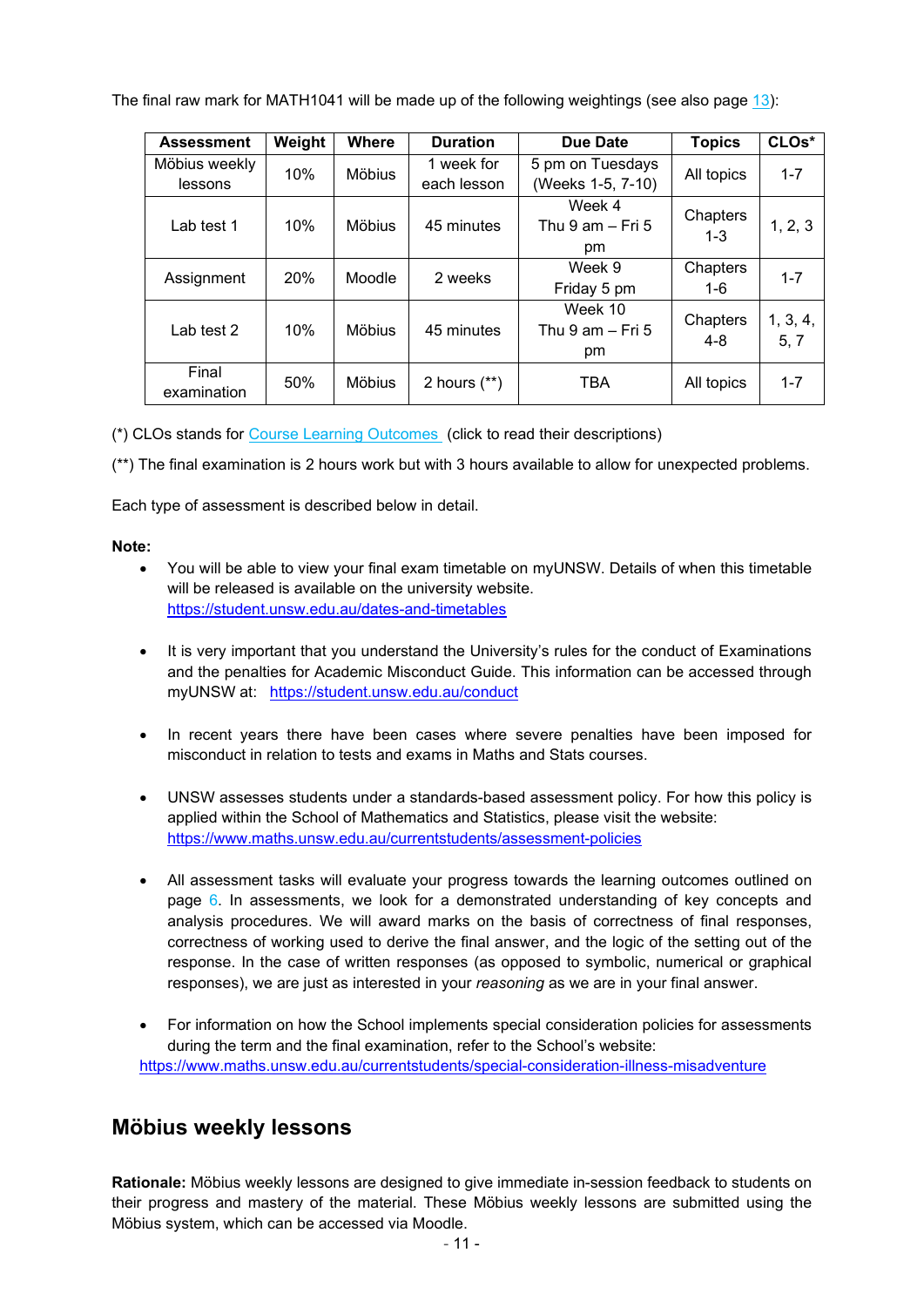The final raw mark for MATH1041 will be made up of the following weightings (see also page 13):

| Assessment | Weight | Where | Duration | Due Date | Topics | CLOs* |
|---|---|---|---|---|---|---|
| Möbius weekly lessons | 10% | Möbius | 1 week for each lesson | 5 pm on Tuesdays (Weeks 1-5, 7-10) | All topics | 1-7 |
| Lab test 1 | 10% | Möbius | 45 minutes | Week 4 Thu 9 am – Fri 5 pm | Chapters 1-3 | 1, 2, 3 |
| Assignment | 20% | Moodle | 2 weeks | Week 9 Friday 5 pm | Chapters 1-6 | 1-7 |
| Lab test 2 | 10% | Möbius | 45 minutes | Week 10 Thu 9 am – Fri 5 pm | Chapters 4-8 | 1, 3, 4, 5, 7 |
| Final examination | 50% | Möbius | 2 hours (**) | TBA | All topics | 1-7 |

(*) CLOs stands for Course Learning Outcomes (click to read their descriptions)

(**) The final examination is 2 hours work but with 3 hours available to allow for unexpected problems.

Each type of assessment is described below in detail.

**Note:**

- You will be able to view your final exam timetable on myUNSW. Details of when this timetable will be released is available on the university website. https://student.unsw.edu.au/dates-and-timetables
- It is very important that you understand the University's rules for the conduct of Examinations and the penalties for Academic Misconduct Guide. This information can be accessed through myUNSW at: https://student.unsw.edu.au/conduct
- In recent years there have been cases where severe penalties have been imposed for misconduct in relation to tests and exams in Maths and Stats courses.
- UNSW assesses students under a standards-based assessment policy. For how this policy is applied within the School of Mathematics and Statistics, please visit the website: https://www.maths.unsw.edu.au/currentstudents/assessment-policies
- All assessment tasks will evaluate your progress towards the learning outcomes outlined on page 6. In assessments, we look for a demonstrated understanding of key concepts and analysis procedures. We will award marks on the basis of correctness of final responses, correctness of working used to derive the final answer, and the logic of the setting out of the response. In the case of written responses (as opposed to symbolic, numerical or graphical responses), we are just as interested in your *reasoning* as we are in your final answer.
- For information on how the School implements special consideration policies for assessments during the term and the final examination, refer to the School's website: https://www.maths.unsw.edu.au/currentstudents/special-consideration-illness-misadventure

## Möbius weekly lessons

**Rationale:** Möbius weekly lessons are designed to give immediate in-session feedback to students on their progress and mastery of the material. These Möbius weekly lessons are submitted using the Möbius system, which can be accessed via Moodle.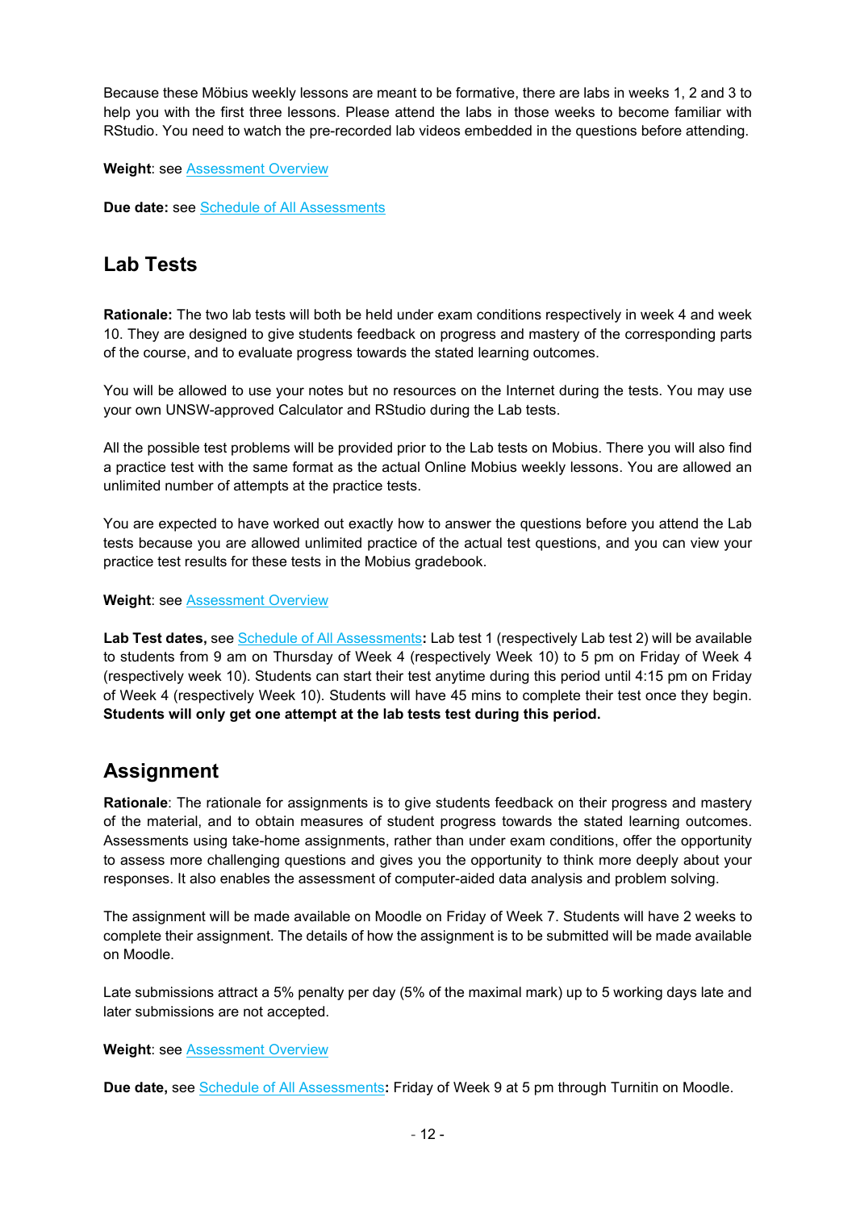Because these Möbius weekly lessons are meant to be formative, there are labs in weeks 1, 2 and 3 to help you with the first three lessons. Please attend the labs in those weeks to become familiar with RStudio. You need to watch the pre-recorded lab videos embedded in the questions before attending.

**Weight**: see Assessment Overview

**Due date:** see Schedule of All Assessments

## Lab Tests

**Rationale:** The two lab tests will both be held under exam conditions respectively in week 4 and week 10. They are designed to give students feedback on progress and mastery of the corresponding parts of the course, and to evaluate progress towards the stated learning outcomes.

You will be allowed to use your notes but no resources on the Internet during the tests. You may use your own UNSW-approved Calculator and RStudio during the Lab tests.

All the possible test problems will be provided prior to the Lab tests on Mobius. There you will also find a practice test with the same format as the actual Online Mobius weekly lessons. You are allowed an unlimited number of attempts at the practice tests.

You are expected to have worked out exactly how to answer the questions before you attend the Lab tests because you are allowed unlimited practice of the actual test questions, and you can view your practice test results for these tests in the Mobius gradebook.

**Weight**: see Assessment Overview

**Lab Test dates,** see Schedule of All Assessments**:** Lab test 1 (respectively Lab test 2) will be available to students from 9 am on Thursday of Week 4 (respectively Week 10) to 5 pm on Friday of Week 4 (respectively week 10). Students can start their test anytime during this period until 4:15 pm on Friday of Week 4 (respectively Week 10). Students will have 45 mins to complete their test once they begin. **Students will only get one attempt at the lab tests test during this period.**

## Assignment

**Rationale**: The rationale for assignments is to give students feedback on their progress and mastery of the material, and to obtain measures of student progress towards the stated learning outcomes. Assessments using take-home assignments, rather than under exam conditions, offer the opportunity to assess more challenging questions and gives you the opportunity to think more deeply about your responses. It also enables the assessment of computer-aided data analysis and problem solving.

The assignment will be made available on Moodle on Friday of Week 7. Students will have 2 weeks to complete their assignment. The details of how the assignment is to be submitted will be made available on Moodle.

Late submissions attract a 5% penalty per day (5% of the maximal mark) up to 5 working days late and later submissions are not accepted.

**Weight**: see Assessment Overview

**Due date,** see Schedule of All Assessments**:** Friday of Week 9 at 5 pm through Turnitin on Moodle.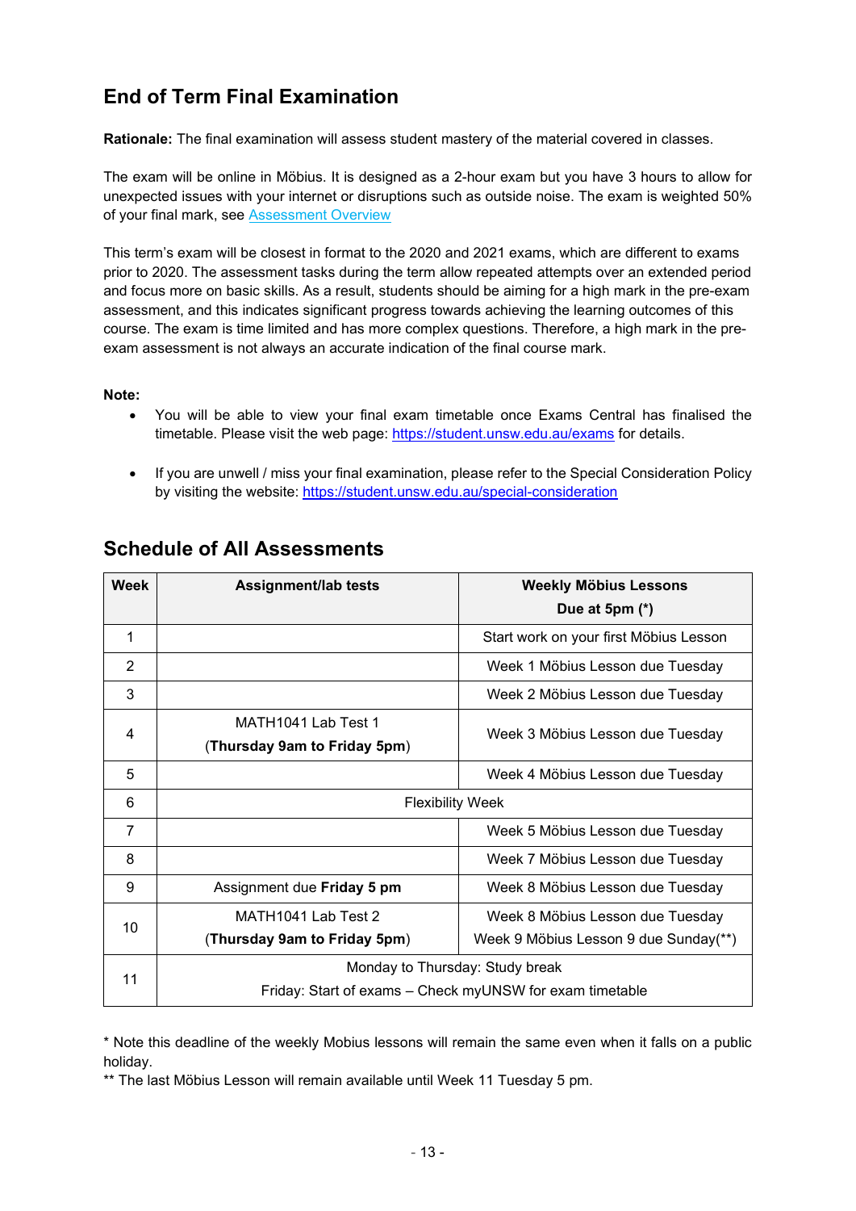## End of Term Final Examination

**Rationale:** The final examination will assess student mastery of the material covered in classes.

The exam will be online in Möbius. It is designed as a 2-hour exam but you have 3 hours to allow for unexpected issues with your internet or disruptions such as outside noise. The exam is weighted 50% of your final mark, see Assessment Overview

This term's exam will be closest in format to the 2020 and 2021 exams, which are different to exams prior to 2020. The assessment tasks during the term allow repeated attempts over an extended period and focus more on basic skills. As a result, students should be aiming for a high mark in the pre-exam assessment, and this indicates significant progress towards achieving the learning outcomes of this course. The exam is time limited and has more complex questions. Therefore, a high mark in the pre-exam assessment is not always an accurate indication of the final course mark.

**Note:**

- You will be able to view your final exam timetable once Exams Central has finalised the timetable. Please visit the web page: https://student.unsw.edu.au/exams for details.
- If you are unwell / miss your final examination, please refer to the Special Consideration Policy by visiting the website: https://student.unsw.edu.au/special-consideration

## Schedule of All Assessments

| Week | Assignment/lab tests | Weekly Möbius Lessons Due at 5pm (*) |
|---|---|---|
| 1 | | Start work on your first Möbius Lesson |
| 2 | | Week 1 Möbius Lesson due Tuesday |
| 3 | | Week 2 Möbius Lesson due Tuesday |
| 4 | MATH1041 Lab Test 1 (**Thursday 9am to Friday 5pm**) | Week 3 Möbius Lesson due Tuesday |
| 5 | | Week 4 Möbius Lesson due Tuesday |
| 6 | Flexibility Week | |
| 7 | | Week 5 Möbius Lesson due Tuesday |
| 8 | | Week 7 Möbius Lesson due Tuesday |
| 9 | Assignment due **Friday 5 pm** | Week 8 Möbius Lesson due Tuesday |
| 10 | MATH1041 Lab Test 2 (**Thursday 9am to Friday 5pm**) | Week 8 Möbius Lesson due Tuesday<br>Week 9 Möbius Lesson 9 due Sunday(**) |
| 11 | Monday to Thursday: Study break<br>Friday: Start of exams – Check myUNSW for exam timetable | |

* Note this deadline of the weekly Mobius lessons will remain the same even when it falls on a public holiday.

** The last Möbius Lesson will remain available until Week 11 Tuesday 5 pm.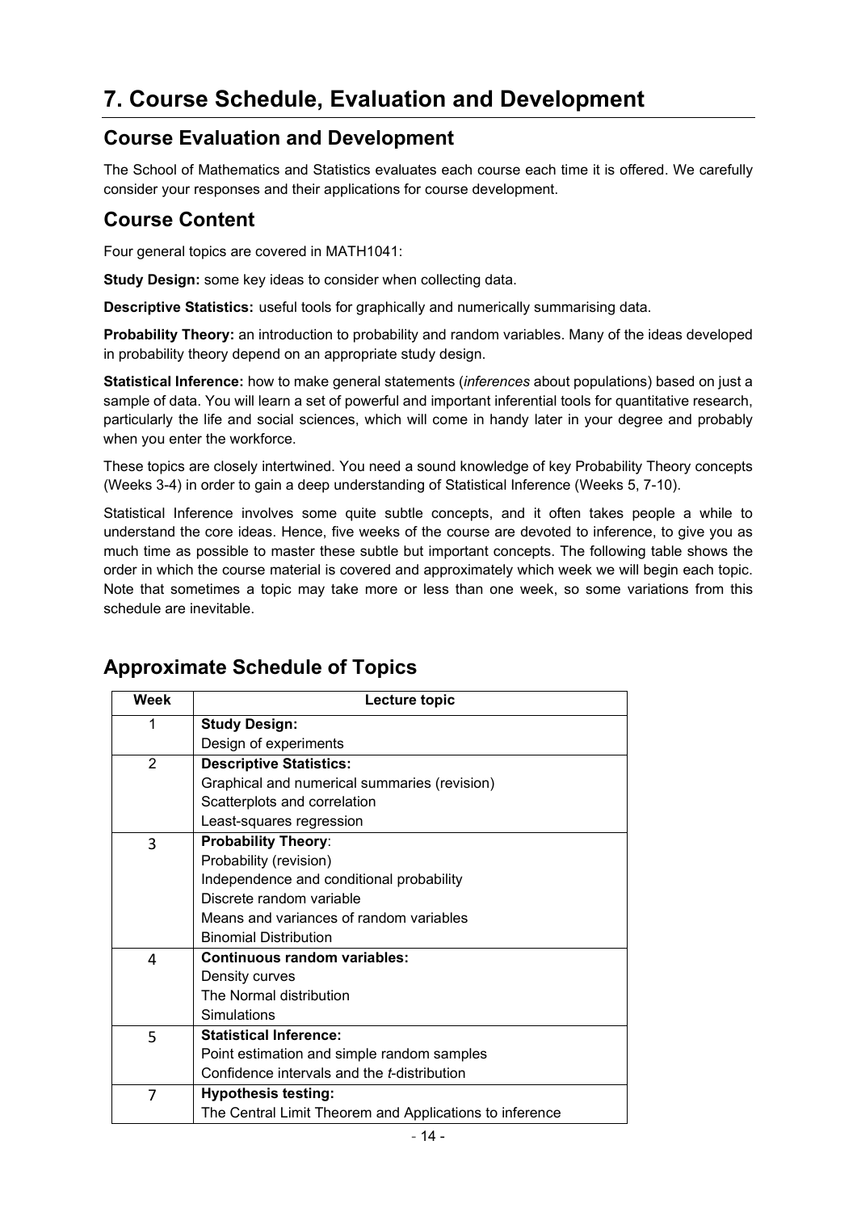# 7. Course Schedule, Evaluation and Development

## Course Evaluation and Development

The School of Mathematics and Statistics evaluates each course each time it is offered. We carefully consider your responses and their applications for course development.

## Course Content

Four general topics are covered in MATH1041:

**Study Design:** some key ideas to consider when collecting data.

**Descriptive Statistics:** useful tools for graphically and numerically summarising data.

**Probability Theory:** an introduction to probability and random variables. Many of the ideas developed in probability theory depend on an appropriate study design.

**Statistical Inference:** how to make general statements (*inferences* about populations) based on just a sample of data. You will learn a set of powerful and important inferential tools for quantitative research, particularly the life and social sciences, which will come in handy later in your degree and probably when you enter the workforce.

These topics are closely intertwined. You need a sound knowledge of key Probability Theory concepts (Weeks 3-4) in order to gain a deep understanding of Statistical Inference (Weeks 5, 7-10).

Statistical Inference involves some quite subtle concepts, and it often takes people a while to understand the core ideas. Hence, five weeks of the course are devoted to inference, to give you as much time as possible to master these subtle but important concepts. The following table shows the order in which the course material is covered and approximately which week we will begin each topic. Note that sometimes a topic may take more or less than one week, so some variations from this schedule are inevitable.

## Approximate Schedule of Topics

| Week | Lecture topic |
|---|---|
| 1 | **Study Design:**<br>Design of experiments |
| 2 | **Descriptive Statistics:**<br>Graphical and numerical summaries (revision)<br>Scatterplots and correlation<br>Least-squares regression |
| 3 | **Probability Theory**:<br>Probability (revision)<br>Independence and conditional probability<br>Discrete random variable<br>Means and variances of random variables<br>Binomial Distribution |
| 4 | **Continuous random variables:**<br>Density curves<br>The Normal distribution<br>Simulations |
| 5 | **Statistical Inference:**<br>Point estimation and simple random samples<br>Confidence intervals and the *t*-distribution |
| 7 | **Hypothesis testing:**<br>The Central Limit Theorem and Applications to inference |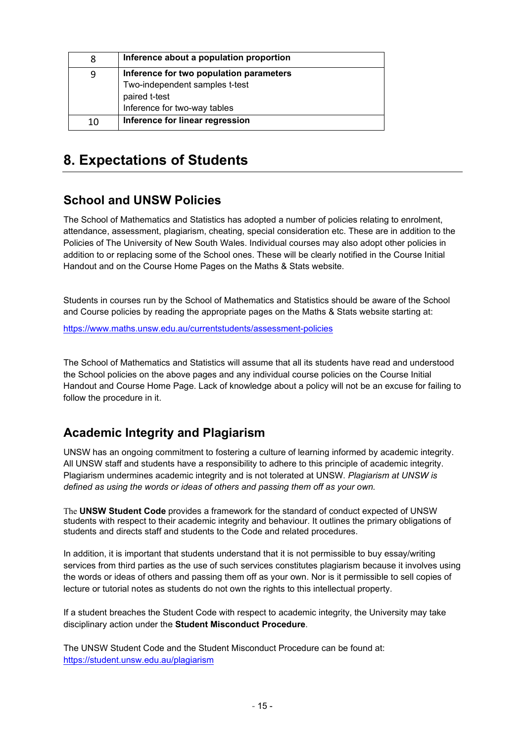| | |
|---|---|
| 8 | **Inference about a population proportion** |
| 9 | **Inference for two population parameters**<br>Two-independent samples t-test<br>paired t-test<br>Inference for two-way tables |
| 10 | **Inference for linear regression** |

# 8. Expectations of Students

## School and UNSW Policies

The School of Mathematics and Statistics has adopted a number of policies relating to enrolment, attendance, assessment, plagiarism, cheating, special consideration etc. These are in addition to the Policies of The University of New South Wales. Individual courses may also adopt other policies in addition to or replacing some of the School ones. These will be clearly notified in the Course Initial Handout and on the Course Home Pages on the Maths & Stats website.

Students in courses run by the School of Mathematics and Statistics should be aware of the School and Course policies by reading the appropriate pages on the Maths & Stats website starting at:

https://www.maths.unsw.edu.au/currentstudents/assessment-policies

The School of Mathematics and Statistics will assume that all its students have read and understood the School policies on the above pages and any individual course policies on the Course Initial Handout and Course Home Page. Lack of knowledge about a policy will not be an excuse for failing to follow the procedure in it.

## Academic Integrity and Plagiarism

UNSW has an ongoing commitment to fostering a culture of learning informed by academic integrity. All UNSW staff and students have a responsibility to adhere to this principle of academic integrity. Plagiarism undermines academic integrity and is not tolerated at UNSW. *Plagiarism at UNSW is defined as using the words or ideas of others and passing them off as your own.*

The **UNSW Student Code** provides a framework for the standard of conduct expected of UNSW students with respect to their academic integrity and behaviour. It outlines the primary obligations of students and directs staff and students to the Code and related procedures.

In addition, it is important that students understand that it is not permissible to buy essay/writing services from third parties as the use of such services constitutes plagiarism because it involves using the words or ideas of others and passing them off as your own. Nor is it permissible to sell copies of lecture or tutorial notes as students do not own the rights to this intellectual property.

If a student breaches the Student Code with respect to academic integrity, the University may take disciplinary action under the **Student Misconduct Procedure**.

The UNSW Student Code and the Student Misconduct Procedure can be found at:
https://student.unsw.edu.au/plagiarism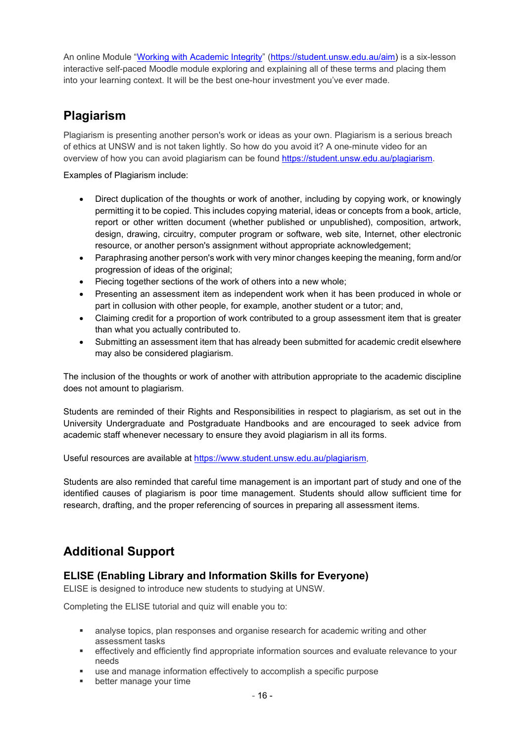An online Module "[Working with Academic Integrity](https://student.unsw.edu.au/aim)" (https://student.unsw.edu.au/aim) is a six-lesson interactive self-paced Moodle module exploring and explaining all of these terms and placing them into your learning context. It will be the best one-hour investment you've ever made.

## Plagiarism

Plagiarism is presenting another person's work or ideas as your own. Plagiarism is a serious breach of ethics at UNSW and is not taken lightly. So how do you avoid it? A one-minute video for an overview of how you can avoid plagiarism can be found https://student.unsw.edu.au/plagiarism.

Examples of Plagiarism include:

- Direct duplication of the thoughts or work of another, including by copying work, or knowingly permitting it to be copied. This includes copying material, ideas or concepts from a book, article, report or other written document (whether published or unpublished), composition, artwork, design, drawing, circuitry, computer program or software, web site, Internet, other electronic resource, or another person's assignment without appropriate acknowledgement;
- Paraphrasing another person's work with very minor changes keeping the meaning, form and/or progression of ideas of the original;
- Piecing together sections of the work of others into a new whole;
- Presenting an assessment item as independent work when it has been produced in whole or part in collusion with other people, for example, another student or a tutor; and,
- Claiming credit for a proportion of work contributed to a group assessment item that is greater than what you actually contributed to.
- Submitting an assessment item that has already been submitted for academic credit elsewhere may also be considered plagiarism.

The inclusion of the thoughts or work of another with attribution appropriate to the academic discipline does not amount to plagiarism.

Students are reminded of their Rights and Responsibilities in respect to plagiarism, as set out in the University Undergraduate and Postgraduate Handbooks and are encouraged to seek advice from academic staff whenever necessary to ensure they avoid plagiarism in all its forms.

Useful resources are available at https://www.student.unsw.edu.au/plagiarism.

Students are also reminded that careful time management is an important part of study and one of the identified causes of plagiarism is poor time management. Students should allow sufficient time for research, drafting, and the proper referencing of sources in preparing all assessment items.

## Additional Support

### ELISE (Enabling Library and Information Skills for Everyone)

ELISE is designed to introduce new students to studying at UNSW.

Completing the ELISE tutorial and quiz will enable you to:

- analyse topics, plan responses and organise research for academic writing and other assessment tasks
- effectively and efficiently find appropriate information sources and evaluate relevance to your needs
- use and manage information effectively to accomplish a specific purpose
- better manage your time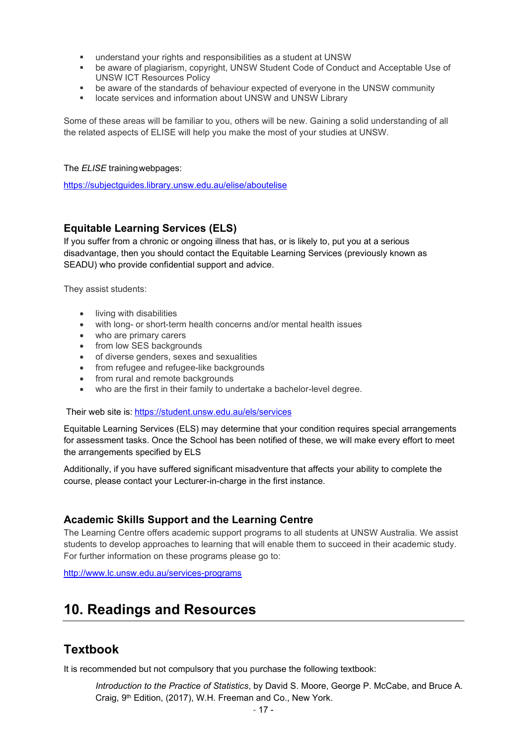- understand your rights and responsibilities as a student at UNSW
- be aware of plagiarism, copyright, UNSW Student Code of Conduct and Acceptable Use of UNSW ICT Resources Policy
- be aware of the standards of behaviour expected of everyone in the UNSW community
- locate services and information about UNSW and UNSW Library

Some of these areas will be familiar to you, others will be new. Gaining a solid understanding of all the related aspects of ELISE will help you make the most of your studies at UNSW.

The *ELISE* training webpages:

https://subjectguides.library.unsw.edu.au/elise/aboutelise

### Equitable Learning Services (ELS)

If you suffer from a chronic or ongoing illness that has, or is likely to, put you at a serious disadvantage, then you should contact the Equitable Learning Services (previously known as SEADU) who provide confidential support and advice.

They assist students:

- living with disabilities
- with long- or short-term health concerns and/or mental health issues
- who are primary carers
- from low SES backgrounds
- of diverse genders, sexes and sexualities
- from refugee and refugee-like backgrounds
- from rural and remote backgrounds
- who are the first in their family to undertake a bachelor-level degree.

Their web site is: https://student.unsw.edu.au/els/services

Equitable Learning Services (ELS) may determine that your condition requires special arrangements for assessment tasks. Once the School has been notified of these, we will make every effort to meet the arrangements specified by ELS

Additionally, if you have suffered significant misadventure that affects your ability to complete the course, please contact your Lecturer-in-charge in the first instance.

### Academic Skills Support and the Learning Centre

The Learning Centre offers academic support programs to all students at UNSW Australia. We assist students to develop approaches to learning that will enable them to succeed in their academic study. For further information on these programs please go to:

http://www.lc.unsw.edu.au/services-programs

# 10. Readings and Resources

## Textbook

It is recommended but not compulsory that you purchase the following textbook:

> *Introduction to the Practice of Statistics*, by David S. Moore, George P. McCabe, and Bruce A. Craig, 9th Edition, (2017), W.H. Freeman and Co., New York.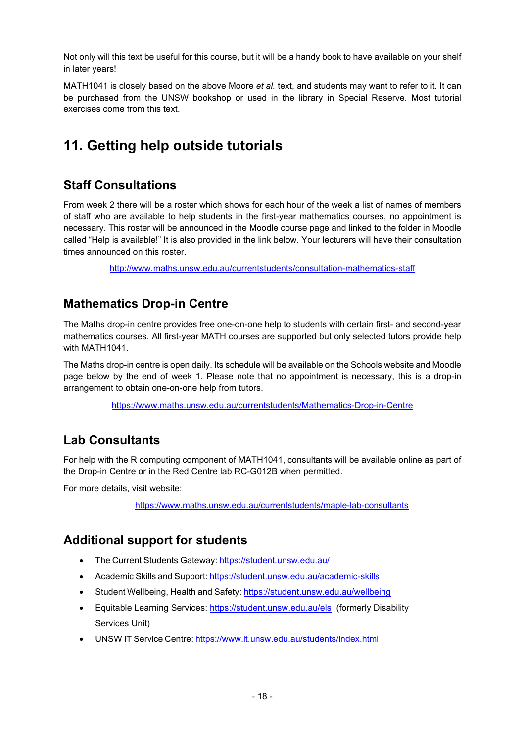Not only will this text be useful for this course, but it will be a handy book to have available on your shelf in later years!

MATH1041 is closely based on the above Moore *et al.* text, and students may want to refer to it. It can be purchased from the UNSW bookshop or used in the library in Special Reserve. Most tutorial exercises come from this text.

# 11. Getting help outside tutorials

## Staff Consultations

From week 2 there will be a roster which shows for each hour of the week a list of names of members of staff who are available to help students in the first-year mathematics courses, no appointment is necessary. This roster will be announced in the Moodle course page and linked to the folder in Moodle called "Help is available!" It is also provided in the link below. Your lecturers will have their consultation times announced on this roster.

http://www.maths.unsw.edu.au/currentstudents/consultation-mathematics-staff

## Mathematics Drop-in Centre

The Maths drop-in centre provides free one-on-one help to students with certain first- and second-year mathematics courses. All first-year MATH courses are supported but only selected tutors provide help with MATH1041.

The Maths drop-in centre is open daily. Its schedule will be available on the Schools website and Moodle page below by the end of week 1. Please note that no appointment is necessary, this is a drop-in arrangement to obtain one-on-one help from tutors.

https://www.maths.unsw.edu.au/currentstudents/Mathematics-Drop-in-Centre

## Lab Consultants

For help with the R computing component of MATH1041, consultants will be available online as part of the Drop-in Centre or in the Red Centre lab RC-G012B when permitted.

For more details, visit website:

https://www.maths.unsw.edu.au/currentstudents/maple-lab-consultants

## Additional support for students

- The Current Students Gateway: https://student.unsw.edu.au/
- Academic Skills and Support: https://student.unsw.edu.au/academic-skills
- Student Wellbeing, Health and Safety: https://student.unsw.edu.au/wellbeing
- Equitable Learning Services: https://student.unsw.edu.au/els (formerly Disability Services Unit)
- UNSW IT Service Centre: https://www.it.unsw.edu.au/students/index.html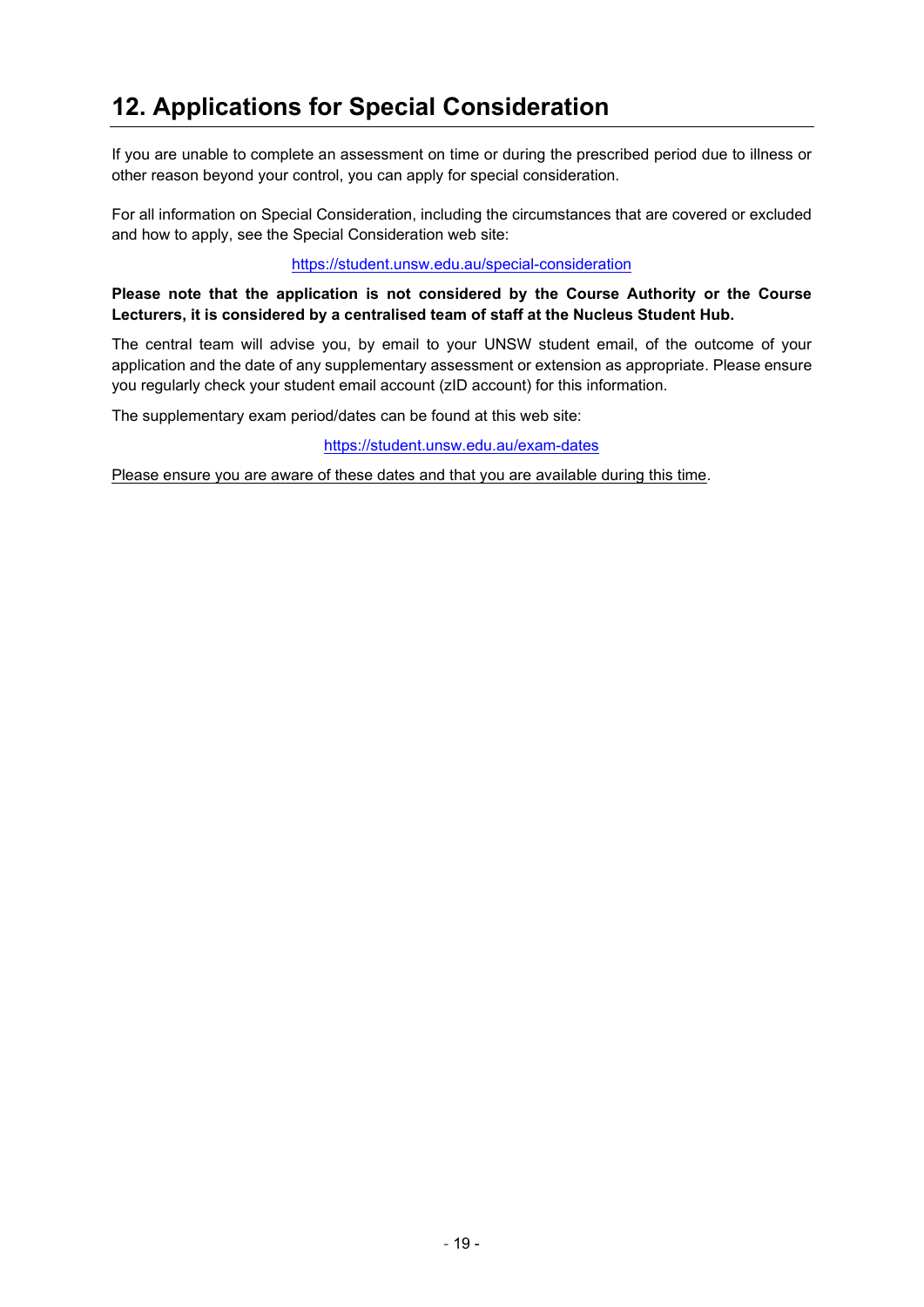# 12. Applications for Special Consideration

If you are unable to complete an assessment on time or during the prescribed period due to illness or other reason beyond your control, you can apply for special consideration.

For all information on Special Consideration, including the circumstances that are covered or excluded and how to apply, see the Special Consideration web site:

https://student.unsw.edu.au/special-consideration

**Please note that the application is not considered by the Course Authority or the Course Lecturers, it is considered by a centralised team of staff at the Nucleus Student Hub.**

The central team will advise you, by email to your UNSW student email, of the outcome of your application and the date of any supplementary assessment or extension as appropriate. Please ensure you regularly check your student email account (zID account) for this information.

The supplementary exam period/dates can be found at this web site:

https://student.unsw.edu.au/exam-dates

Please ensure you are aware of these dates and that you are available during this time.